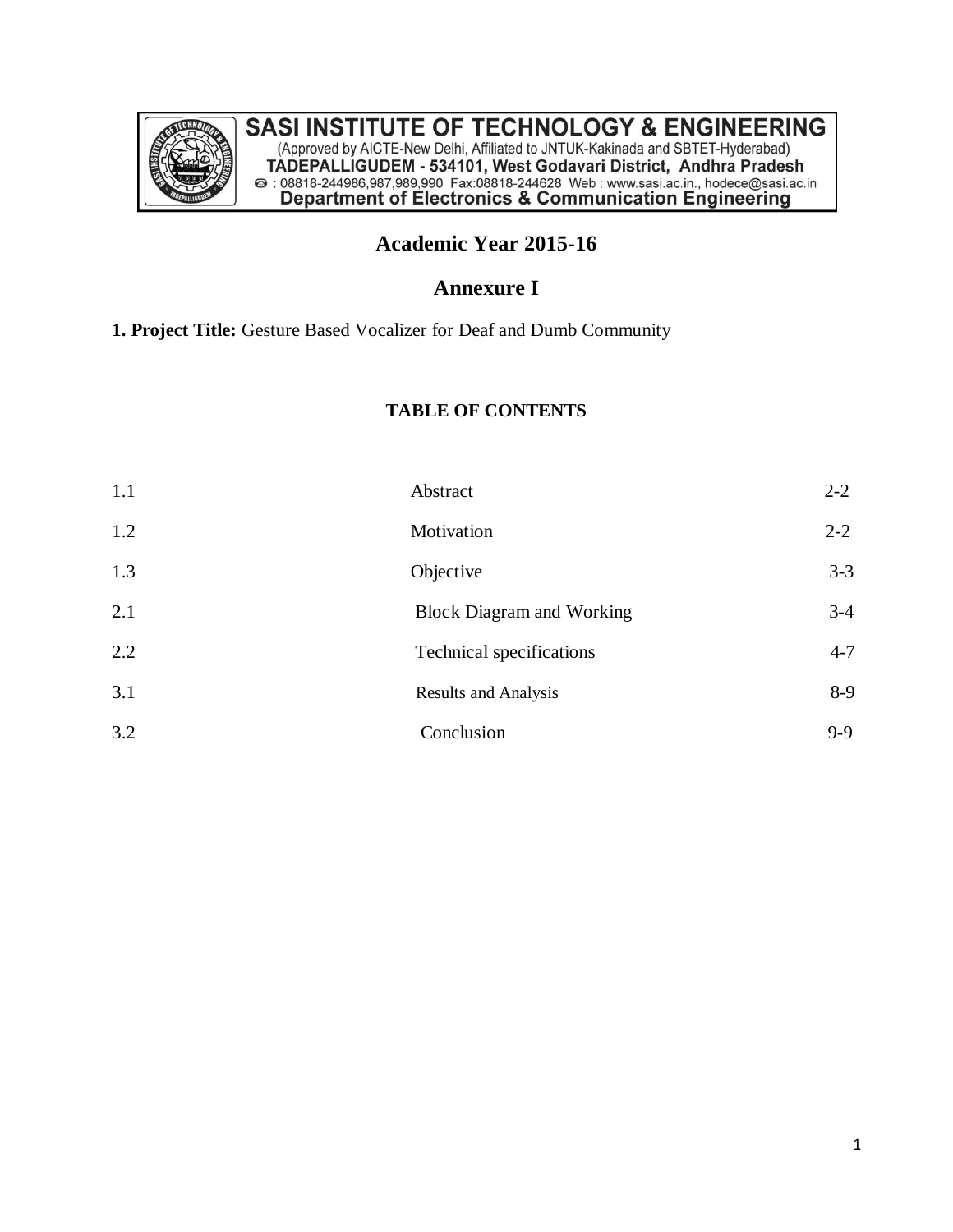**SASI INSTITUTE OF TECHNOLOGY & ENGINEERING**
(Approved by AICTE-New Delhi, Affiliated to JNTUK-Kakinada and SBTET-Hyderabad)
**TADEPALLIGUDEM - 534101, West Godavari District, Andhra Pradesh**
: 08818-244986,987,989,990 Fax:08818-244628 Web : www.sasi.ac.in., hodece@sasi.ac.in
**Department of Electronics & Communication Engineering**

# Academic Year 2015-16

# Annexure I

**1. Project Title:** Gesture Based Vocalizer for Deaf and Dumb Community

## TABLE OF CONTENTS

| | | |
|---|---|---|
| 1.1 | Abstract | 2-2 |
| 1.2 | Motivation | 2-2 |
| 1.3 | Objective | 3-3 |
| 2.1 | Block Diagram and Working | 3-4 |
| 2.2 | Technical specifications | 4-7 |
| 3.1 | Results and Analysis | 8-9 |
| 3.2 | Conclusion | 9-9 |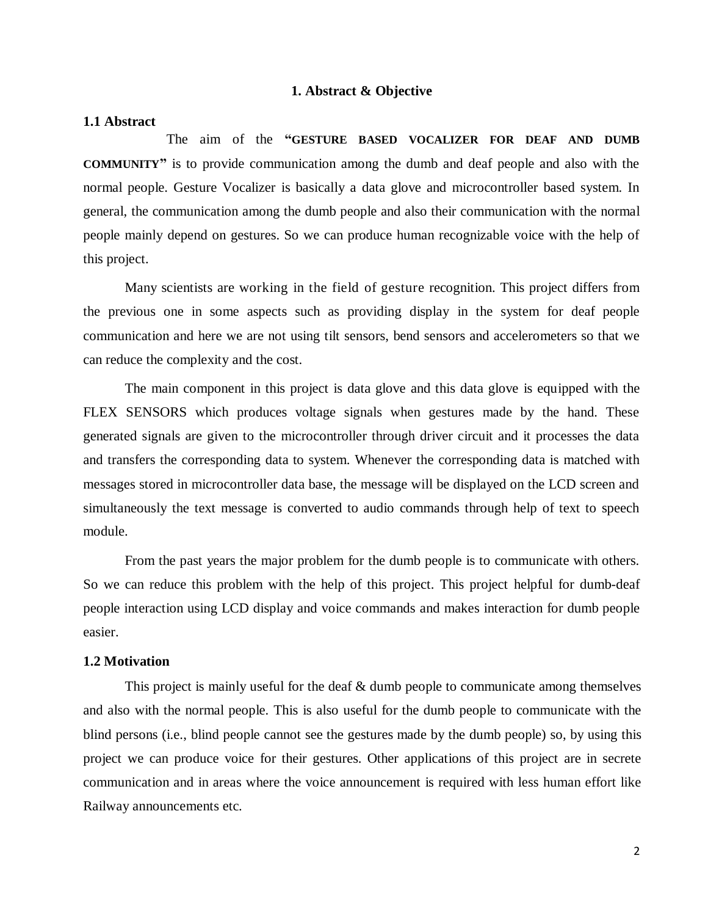# 1. Abstract & Objective

## 1.1 Abstract

The aim of the **"GESTURE BASED VOCALIZER FOR DEAF AND DUMB COMMUNITY"** is to provide communication among the dumb and deaf people and also with the normal people. Gesture Vocalizer is basically a data glove and microcontroller based system. In general, the communication among the dumb people and also their communication with the normal people mainly depend on gestures. So we can produce human recognizable voice with the help of this project.

Many scientists are working in the field of gesture recognition. This project differs from the previous one in some aspects such as providing display in the system for deaf people communication and here we are not using tilt sensors, bend sensors and accelerometers so that we can reduce the complexity and the cost.

The main component in this project is data glove and this data glove is equipped with the FLEX SENSORS which produces voltage signals when gestures made by the hand. These generated signals are given to the microcontroller through driver circuit and it processes the data and transfers the corresponding data to system. Whenever the corresponding data is matched with messages stored in microcontroller data base, the message will be displayed on the LCD screen and simultaneously the text message is converted to audio commands through help of text to speech module.

From the past years the major problem for the dumb people is to communicate with others. So we can reduce this problem with the help of this project. This project helpful for dumb-deaf people interaction using LCD display and voice commands and makes interaction for dumb people easier.

## 1.2 Motivation

This project is mainly useful for the deaf & dumb people to communicate among themselves and also with the normal people. This is also useful for the dumb people to communicate with the blind persons (i.e., blind people cannot see the gestures made by the dumb people) so, by using this project we can produce voice for their gestures. Other applications of this project are in secrete communication and in areas where the voice announcement is required with less human effort like Railway announcements etc.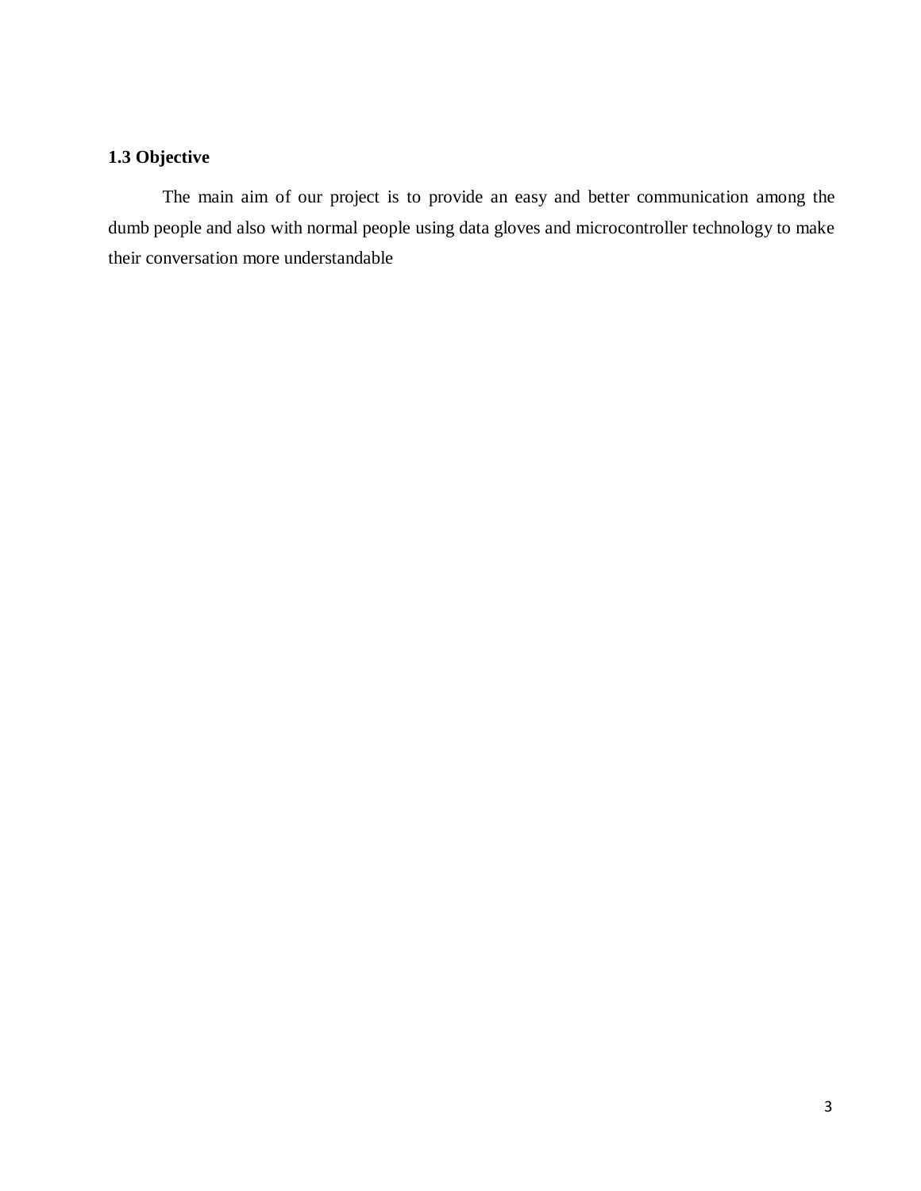### 1.3 Objective

The main aim of our project is to provide an easy and better communication among the dumb people and also with normal people using data gloves and microcontroller technology to make their conversation more understandable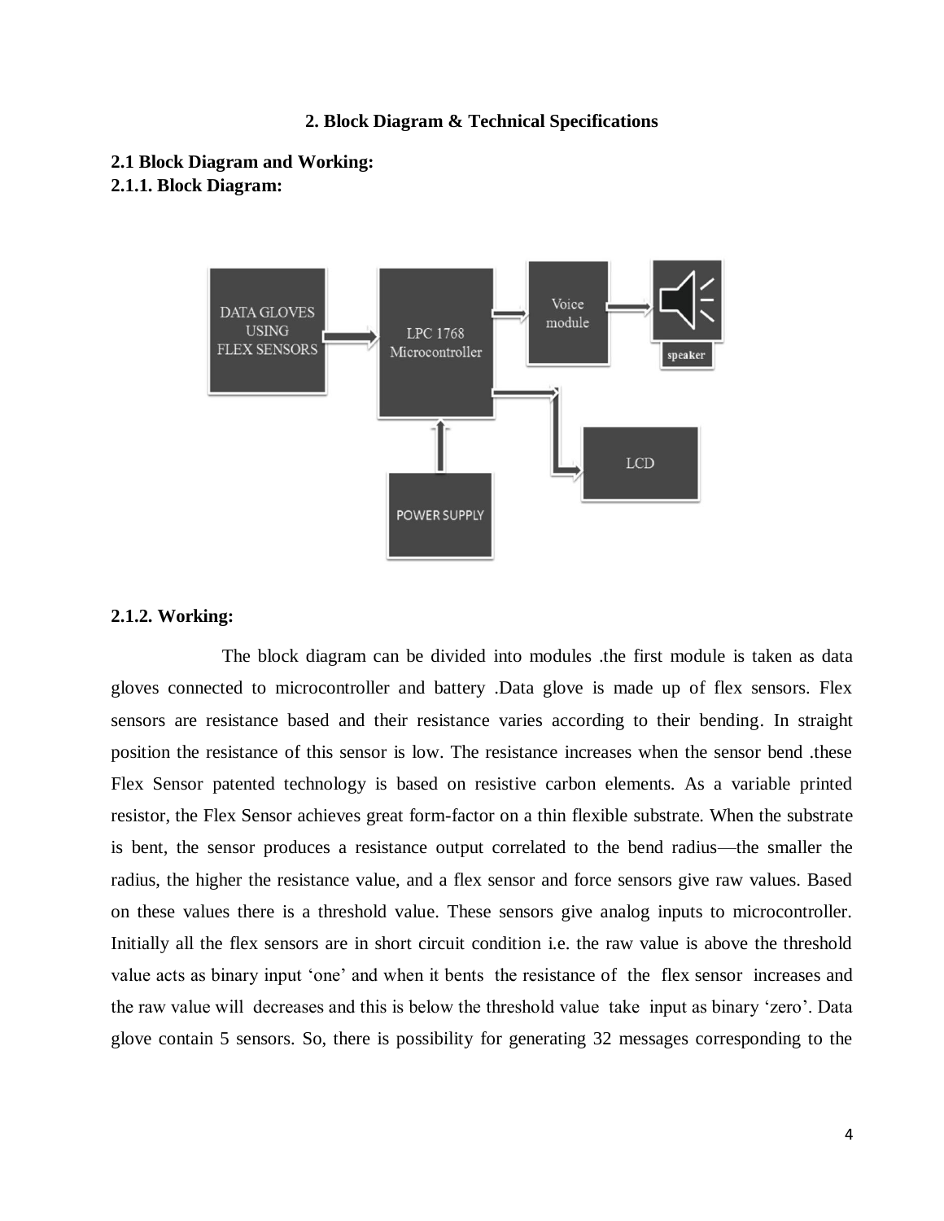# 2. Block Diagram & Technical Specifications

## 2.1 Block Diagram and Working:

### 2.1.1. Block Diagram:

### 2.1.2. Working:

The block diagram can be divided into modules .the first module is taken as data gloves connected to microcontroller and battery .Data glove is made up of flex sensors. Flex sensors are resistance based and their resistance varies according to their bending. In straight position the resistance of this sensor is low. The resistance increases when the sensor bend .these Flex Sensor patented technology is based on resistive carbon elements. As a variable printed resistor, the Flex Sensor achieves great form-factor on a thin flexible substrate. When the substrate is bent, the sensor produces a resistance output correlated to the bend radius—the smaller the radius, the higher the resistance value, and a flex sensor and force sensors give raw values. Based on these values there is a threshold value. These sensors give analog inputs to microcontroller. Initially all the flex sensors are in short circuit condition i.e. the raw value is above the threshold value acts as binary input 'one' and when it bents the resistance of the flex sensor increases and the raw value will decreases and this is below the threshold value take input as binary 'zero'. Data glove contain 5 sensors. So, there is possibility for generating 32 messages corresponding to the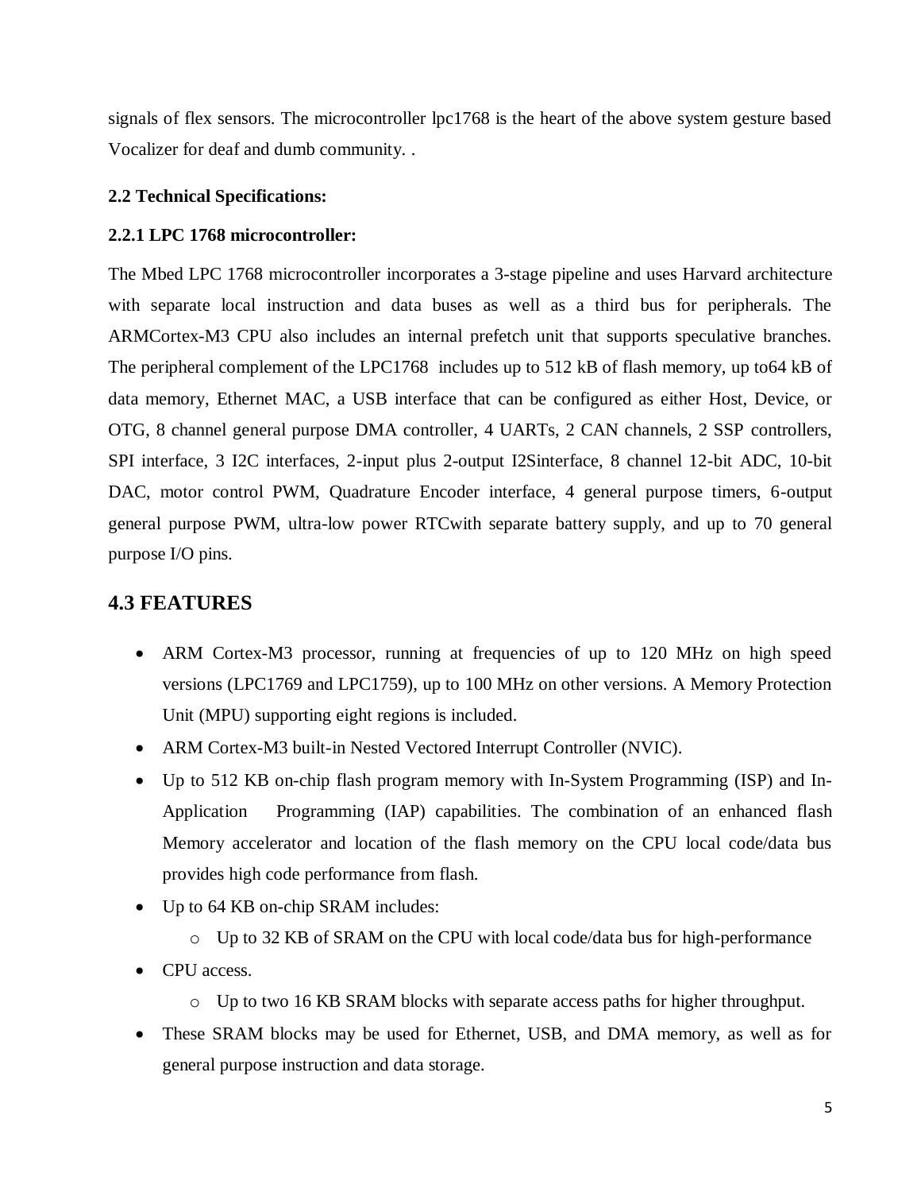signals of flex sensors. The microcontroller lpc1768 is the heart of the above system gesture based Vocalizer for deaf and dumb community. .

**2.2 Technical Specifications:**

**2.2.1 LPC 1768 microcontroller:**

The Mbed LPC 1768 microcontroller incorporates a 3-stage pipeline and uses Harvard architecture with separate local instruction and data buses as well as a third bus for peripherals. The ARMCortex-M3 CPU also includes an internal prefetch unit that supports speculative branches. The peripheral complement of the LPC1768 includes up to 512 kB of flash memory, up to64 kB of data memory, Ethernet MAC, a USB interface that can be configured as either Host, Device, or OTG, 8 channel general purpose DMA controller, 4 UARTs, 2 CAN channels, 2 SSP controllers, SPI interface, 3 I2C interfaces, 2-input plus 2-output I2Sinterface, 8 channel 12-bit ADC, 10-bit DAC, motor control PWM, Quadrature Encoder interface, 4 general purpose timers, 6-output general purpose PWM, ultra-low power RTCwith separate battery supply, and up to 70 general purpose I/O pins.

## 4.3 FEATURES

- ARM Cortex-M3 processor, running at frequencies of up to 120 MHz on high speed versions (LPC1769 and LPC1759), up to 100 MHz on other versions. A Memory Protection Unit (MPU) supporting eight regions is included.
- ARM Cortex-M3 built-in Nested Vectored Interrupt Controller (NVIC).
- Up to 512 KB on-chip flash program memory with In-System Programming (ISP) and In-Application Programming (IAP) capabilities. The combination of an enhanced flash Memory accelerator and location of the flash memory on the CPU local code/data bus provides high code performance from flash.
- Up to 64 KB on-chip SRAM includes:
  - Up to 32 KB of SRAM on the CPU with local code/data bus for high-performance
- CPU access.
  - Up to two 16 KB SRAM blocks with separate access paths for higher throughput.
- These SRAM blocks may be used for Ethernet, USB, and DMA memory, as well as for general purpose instruction and data storage.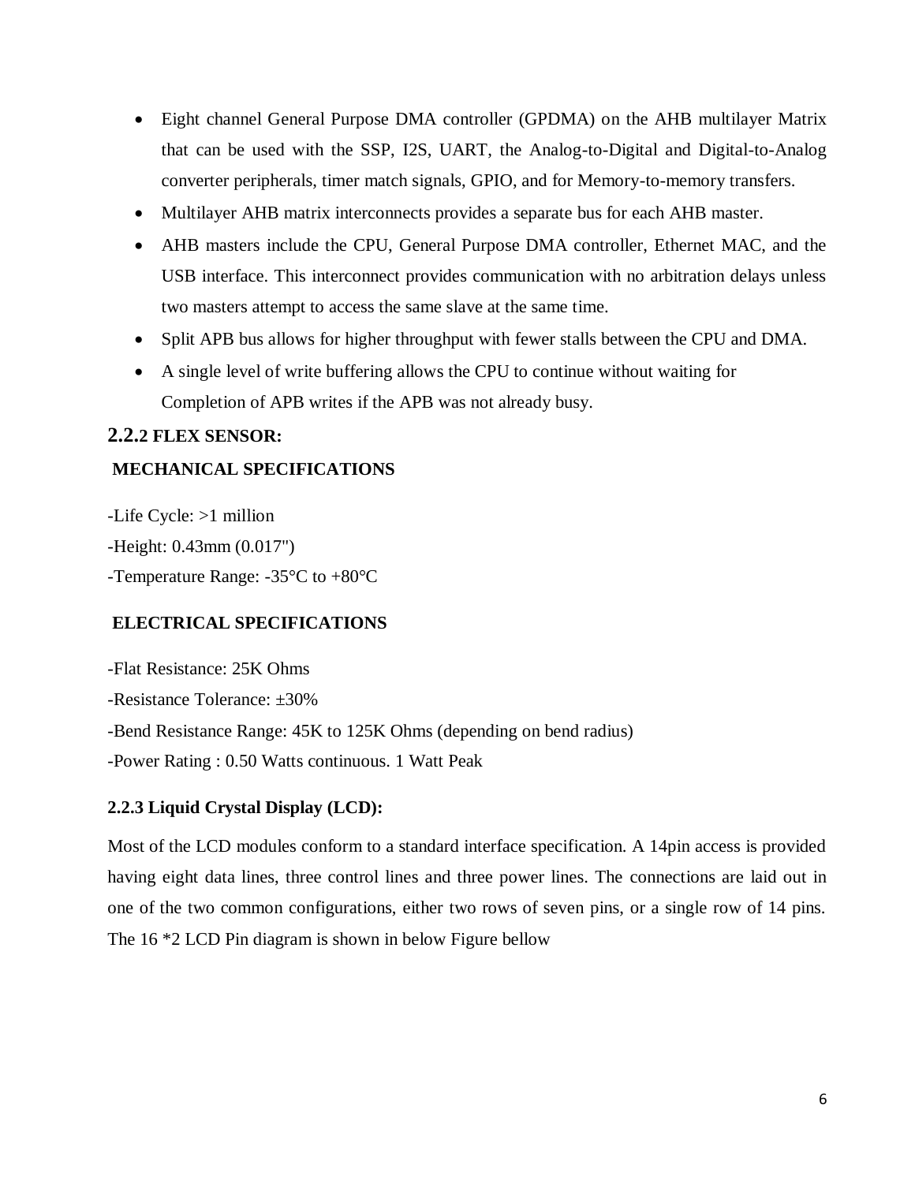- Eight channel General Purpose DMA controller (GPDMA) on the AHB multilayer Matrix that can be used with the SSP, I2S, UART, the Analog-to-Digital and Digital-to-Analog converter peripherals, timer match signals, GPIO, and for Memory-to-memory transfers.
- Multilayer AHB matrix interconnects provides a separate bus for each AHB master.
- AHB masters include the CPU, General Purpose DMA controller, Ethernet MAC, and the USB interface. This interconnect provides communication with no arbitration delays unless two masters attempt to access the same slave at the same time.
- Split APB bus allows for higher throughput with fewer stalls between the CPU and DMA.
- A single level of write buffering allows the CPU to continue without waiting for Completion of APB writes if the APB was not already busy.

### 2.2.2 FLEX SENSOR:

**MECHANICAL SPECIFICATIONS**

-Life Cycle: >1 million

-Height: 0.43mm (0.017")

-Temperature Range: -35°C to +80°C

**ELECTRICAL SPECIFICATIONS**

-Flat Resistance: 25K Ohms

-Resistance Tolerance: ±30%

-Bend Resistance Range: 45K to 125K Ohms (depending on bend radius)

-Power Rating : 0.50 Watts continuous. 1 Watt Peak

### 2.2.3 Liquid Crystal Display (LCD):

Most of the LCD modules conform to a standard interface specification. A 14pin access is provided having eight data lines, three control lines and three power lines. The connections are laid out in one of the two common configurations, either two rows of seven pins, or a single row of 14 pins. The 16 *2 LCD Pin diagram is shown in below Figure bellow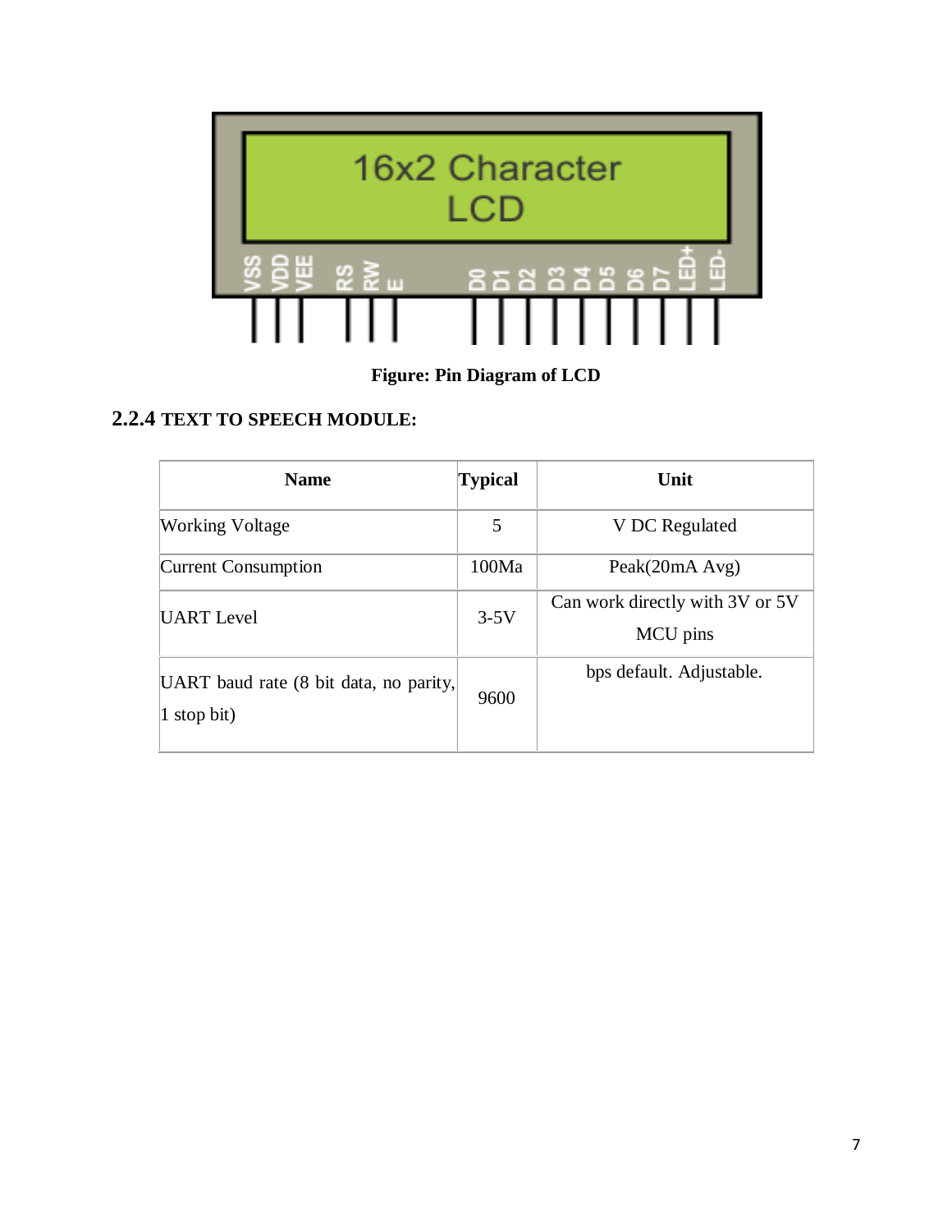**Figure: Pin Diagram of LCD**

### 2.2.4 TEXT TO SPEECH MODULE:

| Name | Typical | Unit |
|---|---|---|
| Working Voltage | 5 | V DC Regulated |
| Current Consumption | 100Ma | Peak(20mA Avg) |
| UART Level | 3-5V | Can work directly with 3V or 5V MCU pins |
| UART baud rate (8 bit data, no parity, 1 stop bit) | 9600 | bps default. Adjustable. |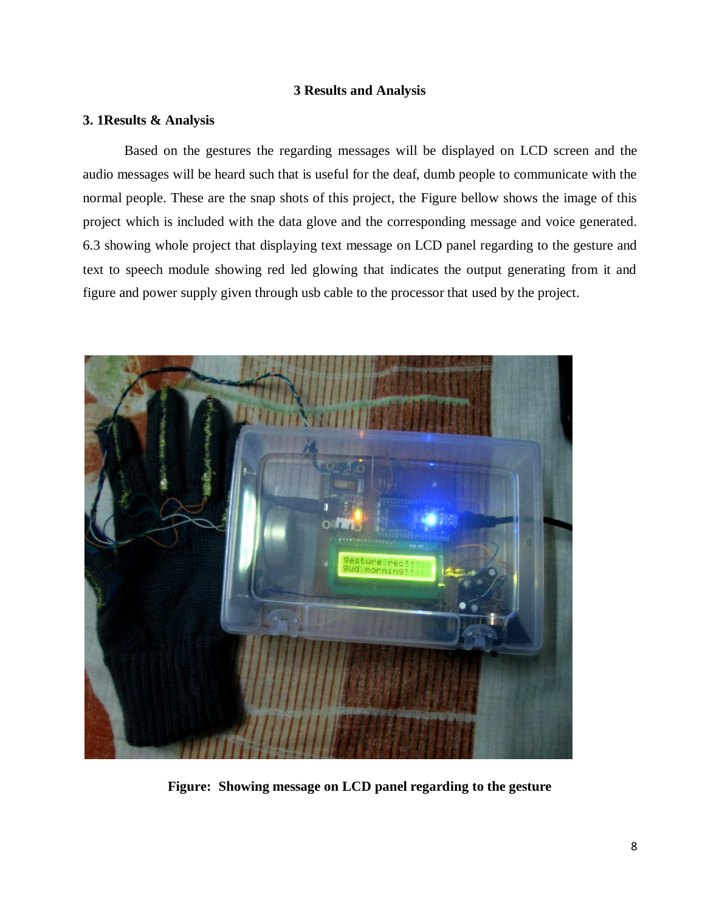# 3 Results and Analysis

## 3. 1Results & Analysis

Based on the gestures the regarding messages will be displayed on LCD screen and the audio messages will be heard such that is useful for the deaf, dumb people to communicate with the normal people. These are the snap shots of this project, the Figure bellow shows the image of this project which is included with the data glove and the corresponding message and voice generated. 6.3 showing whole project that displaying text message on LCD panel regarding to the gesture and text to speech module showing red led glowing that indicates the output generating from it and figure and power supply given through usb cable to the processor that used by the project.

**Figure: Showing message on LCD panel regarding to the gesture**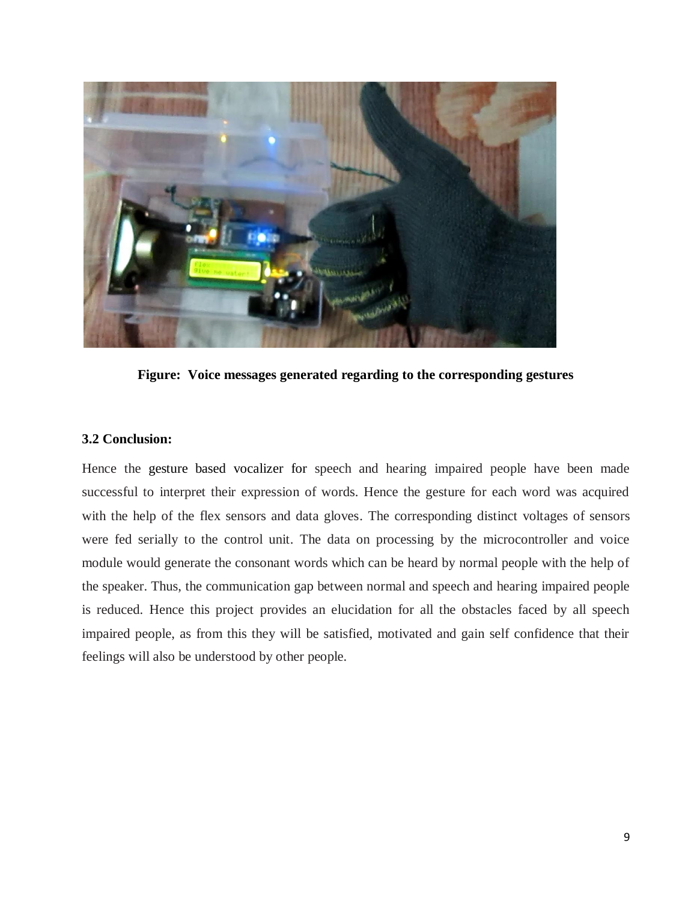**Figure: Voice messages generated regarding to the corresponding gestures**

### 3.2 Conclusion:

Hence the gesture based vocalizer for speech and hearing impaired people have been made successful to interpret their expression of words. Hence the gesture for each word was acquired with the help of the flex sensors and data gloves. The corresponding distinct voltages of sensors were fed serially to the control unit. The data on processing by the microcontroller and voice module would generate the consonant words which can be heard by normal people with the help of the speaker. Thus, the communication gap between normal and speech and hearing impaired people is reduced. Hence this project provides an elucidation for all the obstacles faced by all speech impaired people, as from this they will be satisfied, motivated and gain self confidence that their feelings will also be understood by other people.